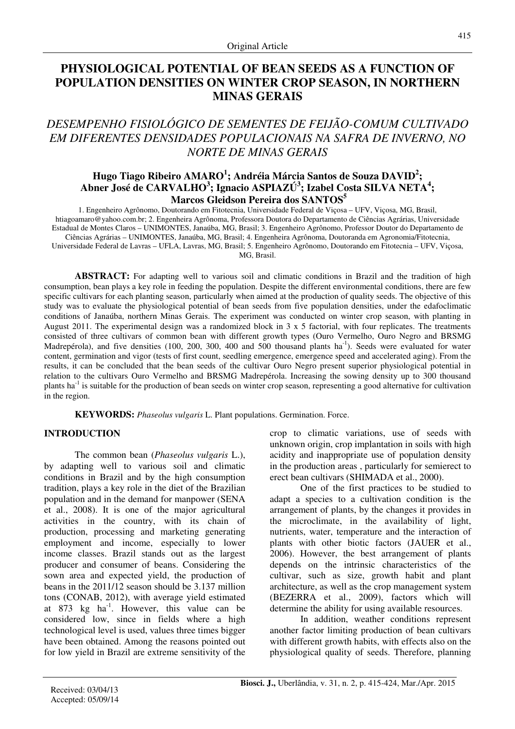Original Article

# PHYSIOLOGICAL POTENTIAL OF BEAN SEEDS AS A FUNCTION OF POPULATION DENSITIES ON WINTER CROP SEASON, IN NORTHERN MINAS GERAIS

## *DESEMPENHO FISIOLÓGICO DE SEMENTES DE FEIJÃO-COMUM CULTIVADO EM DIFERENTES DENSIDADES POPULACIONAIS NA SAFRA DE INVERNO, NO NORTE DE MINAS GERAIS*

**Hugo Tiago Ribeiro AMARO[1]; Andréia Márcia Santos de Souza DAVID[2]; Abner José de CARVALHO[3]; Ignacio ASPIAZÚ[3]; Izabel Costa SILVA NETA[4]; Marcos Gleidson Pereira dos SANTOS[5]**

1. Engenheiro Agrônomo, Doutorando em Fitotecnia, Universidade Federal de Viçosa – UFV, Viçosa, MG, Brasil, htiagoamaro@yahoo.com.br; 2. Engenheira Agrônoma, Professora Doutora do Departamento de Ciências Agrárias, Universidade Estadual de Montes Claros – UNIMONTES, Janaúba, MG, Brasil; 3. Engenheiro Agrônomo, Professor Doutor do Departamento de Ciências Agrárias – UNIMONTES, Janaúba, MG, Brasil; 4. Engenheira Agrônoma, Doutoranda em Agronomia/Fitotecnia, Universidade Federal de Lavras – UFLA, Lavras, MG, Brasil; 5. Engenheiro Agrônomo, Doutorando em Fitotecnia – UFV, Viçosa, MG, Brasil.

**ABSTRACT:** For adapting well to various soil and climatic conditions in Brazil and the tradition of high consumption, bean plays a key role in feeding the population. Despite the different environmental conditions, there are few specific cultivars for each planting season, particularly when aimed at the production of quality seeds. The objective of this study was to evaluate the physiological potential of bean seeds from five population densities, under the edafoclimatic conditions of Janaúba, northern Minas Gerais. The experiment was conducted on winter crop season, with planting in August 2011. The experimental design was a randomized block in 3 x 5 factorial, with four replicates. The treatments consisted of three cultivars of common bean with different growth types (Ouro Vermelho, Ouro Negro and BRSMG Madrepérola), and five densities (100, 200, 300, 400 and 500 thousand plants ha$^{-1}$). Seeds were evaluated for water content, germination and vigor (tests of first count, seedling emergence, emergence speed and accelerated aging). From the results, it can be concluded that the bean seeds of the cultivar Ouro Negro present superior physiological potential in relation to the cultivars Ouro Vermelho and BRSMG Madrepérola. Increasing the sowing density up to 300 thousand plants ha$^{-1}$ is suitable for the production of bean seeds on winter crop season, representing a good alternative for cultivation in the region.

**KEYWORDS:** *Phaseolus vulgaris* L. Plant populations. Germination. Force.

## INTRODUCTION

The common bean (*Phaseolus vulgaris* L.), by adapting well to various soil and climatic conditions in Brazil and by the high consumption tradition, plays a key role in the diet of the Brazilian population and in the demand for manpower (SENA et al., 2008). It is one of the major agricultural activities in the country, with its chain of production, processing and marketing generating employment and income, especially to lower income classes. Brazil stands out as the largest producer and consumer of beans. Considering the sown area and expected yield, the production of beans in the 2011/12 season should be 3.137 million tons (CONAB, 2012), with average yield estimated at 873 kg ha$^{-1}$. However, this value can be considered low, since in fields where a high technological level is used, values three times bigger have been obtained. Among the reasons pointed out for low yield in Brazil are extreme sensitivity of the crop to climatic variations, use of seeds with unknown origin, crop implantation in soils with high acidity and inappropriate use of population density in the production areas , particularly for semierect to erect bean cultivars (SHIMADA et al., 2000).

One of the first practices to be studied to adapt a species to a cultivation condition is the arrangement of plants, by the changes it provides in the microclimate, in the availability of light, nutrients, water, temperature and the interaction of plants with other biotic factors (JAUER et al., 2006). However, the best arrangement of plants depends on the intrinsic characteristics of the cultivar, such as size, growth habit and plant architecture, as well as the crop management system (BEZERRA et al., 2009), factors which will determine the ability for using available resources.

In addition, weather conditions represent another factor limiting production of bean cultivars with different growth habits, with effects also on the physiological quality of seeds. Therefore, planning

Received: 03/04/13
Accepted: 05/09/14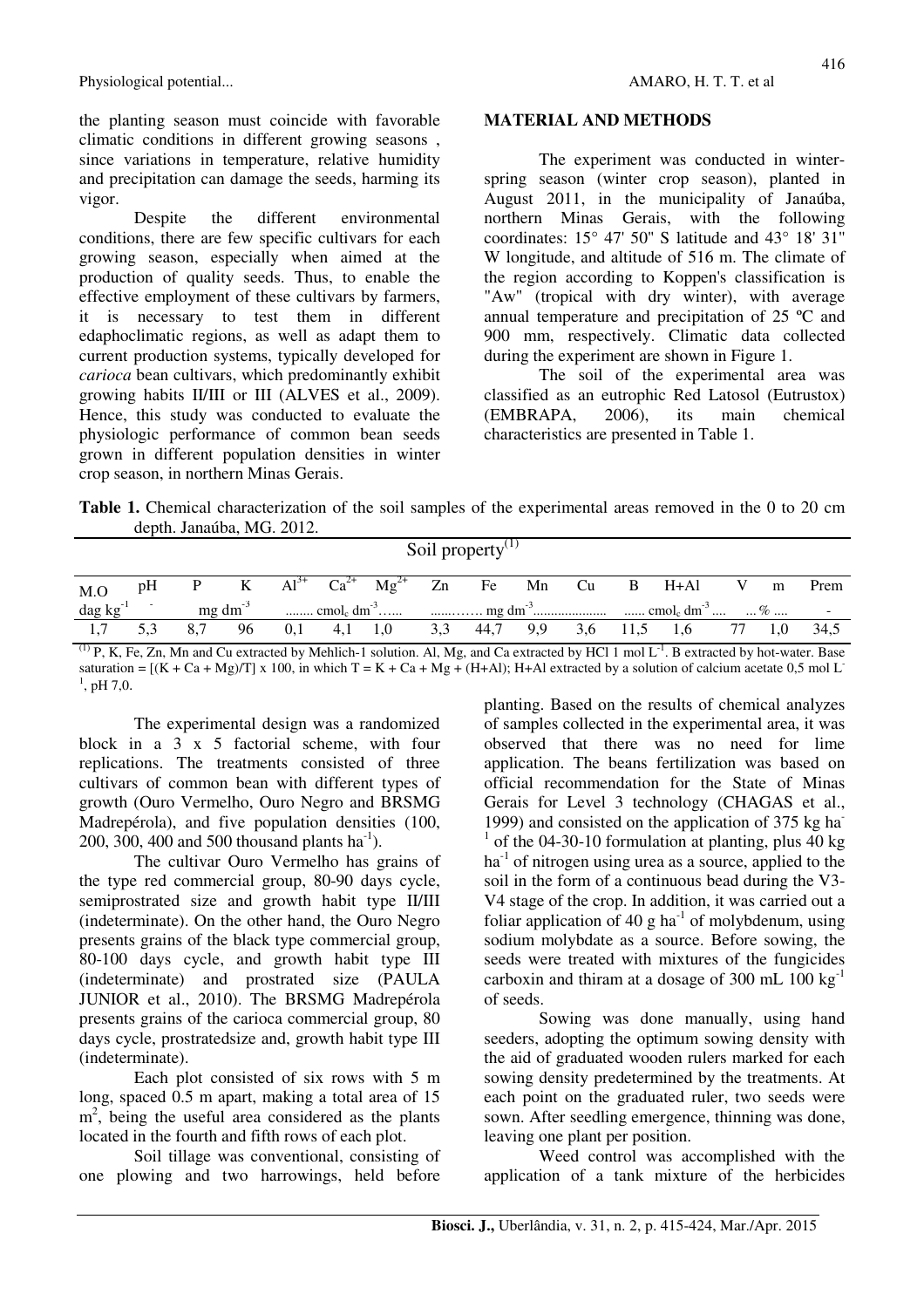the planting season must coincide with favorable climatic conditions in different growing seasons , since variations in temperature, relative humidity and precipitation can damage the seeds, harming its vigor.

Despite the different environmental conditions, there are few specific cultivars for each growing season, especially when aimed at the production of quality seeds. Thus, to enable the effective employment of these cultivars by farmers, it is necessary to test them in different edaphoclimatic regions, as well as adapt them to current production systems, typically developed for *carioca* bean cultivars, which predominantly exhibit growing habits II/III or III (ALVES et al., 2009). Hence, this study was conducted to evaluate the physiologic performance of common bean seeds grown in different population densities in winter crop season, in northern Minas Gerais.

## MATERIAL AND METHODS

The experiment was conducted in winter-spring season (winter crop season), planted in August 2011, in the municipality of Janaúba, northern Minas Gerais, with the following coordinates: 15° 47' 50" S latitude and 43° 18' 31" W longitude, and altitude of 516 m. The climate of the region according to Koppen's classification is "Aw" (tropical with dry winter), with average annual temperature and precipitation of 25 ºC and 900 mm, respectively. Climatic data collected during the experiment are shown in Figure 1.

The soil of the experimental area was classified as an eutrophic Red Latosol (Eutrustox) (EMBRAPA, 2006), its main chemical characteristics are presented in Table 1.

**Table 1.** Chemical characterization of the soil samples of the experimental areas removed in the 0 to 20 cm depth. Janaúba, MG. 2012.

| Soil property[(1)] | | | | | | | | | | | | | | | |
|---|---|---|---|---|---|---|---|---|---|---|---|---|---|---|---|
| M.O | pH | P | K | $Al^{3+}$ | $Ca^{2+}$ | $Mg^{2+}$ | Zn | Fe | Mn | Cu | B | H+Al | V | m | Prem |
| dag $kg^{-1}$ | - | mg $dm^{-3}$ | | ........ $cmol_c$ $dm^{-3}$...... | | | ......…… mg $dm^{-3}$.................... | | | | | ...... $cmol_c$ $dm^{-3}$ .... | ... % .... | | - |
| 1,7 | 5,3 | 8,7 | 96 | 0,1 | 4,1 | 1,0 | 3,3 | 44,7 | 9,9 | 3,6 | 11,5 | 1,6 | 77 | 1,0 | 34,5 |

[(1)] P, K, Fe, Zn, Mn and Cu extracted by Mehlich-1 solution. Al, Mg, and Ca extracted by HCl 1 mol $L^{-1}$. B extracted by hot-water. Base saturation = [(K + Ca + Mg)/T] x 100, in which T = K + Ca + Mg + (H+Al); H+Al extracted by a solution of calcium acetate 0,5 mol $L^{-1}$, pH 7,0.

The experimental design was a randomized block in a 3 x 5 factorial scheme, with four replications. The treatments consisted of three cultivars of common bean with different types of growth (Ouro Vermelho, Ouro Negro and BRSMG Madrepérola), and five population densities (100, 200, 300, 400 and 500 thousand plants $ha^{-1}$).

The cultivar Ouro Vermelho has grains of the type red commercial group, 80-90 days cycle, semiprostrated size and growth habit type II/III (indeterminate). On the other hand, the Ouro Negro presents grains of the black type commercial group, 80-100 days cycle, and growth habit type III (indeterminate) and prostrated size (PAULA JUNIOR et al., 2010). The BRSMG Madrepérola presents grains of the carioca commercial group, 80 days cycle, prostratedsize and, growth habit type III (indeterminate).

Each plot consisted of six rows with 5 m long, spaced 0.5 m apart, making a total area of 15 $m^2$, being the useful area considered as the plants located in the fourth and fifth rows of each plot.

Soil tillage was conventional, consisting of one plowing and two harrowings, held before planting. Based on the results of chemical analyzes of samples collected in the experimental area, it was observed that there was no need for lime application. The beans fertilization was based on official recommendation for the State of Minas Gerais for Level 3 technology (CHAGAS et al., 1999) and consisted on the application of 375 kg $ha^{-1}$ of the 04-30-10 formulation at planting, plus 40 kg $ha^{-1}$ of nitrogen using urea as a source, applied to the soil in the form of a continuous bead during the V3-V4 stage of the crop. In addition, it was carried out a foliar application of 40 g $ha^{-1}$ of molybdenum, using sodium molybdate as a source. Before sowing, the seeds were treated with mixtures of the fungicides carboxin and thiram at a dosage of 300 mL 100 $kg^{-1}$ of seeds.

Sowing was done manually, using hand seeders, adopting the optimum sowing density with the aid of graduated wooden rulers marked for each sowing density predetermined by the treatments. At each point on the graduated ruler, two seeds were sown. After seedling emergence, thinning was done, leaving one plant per position.

Weed control was accomplished with the application of a tank mixture of the herbicides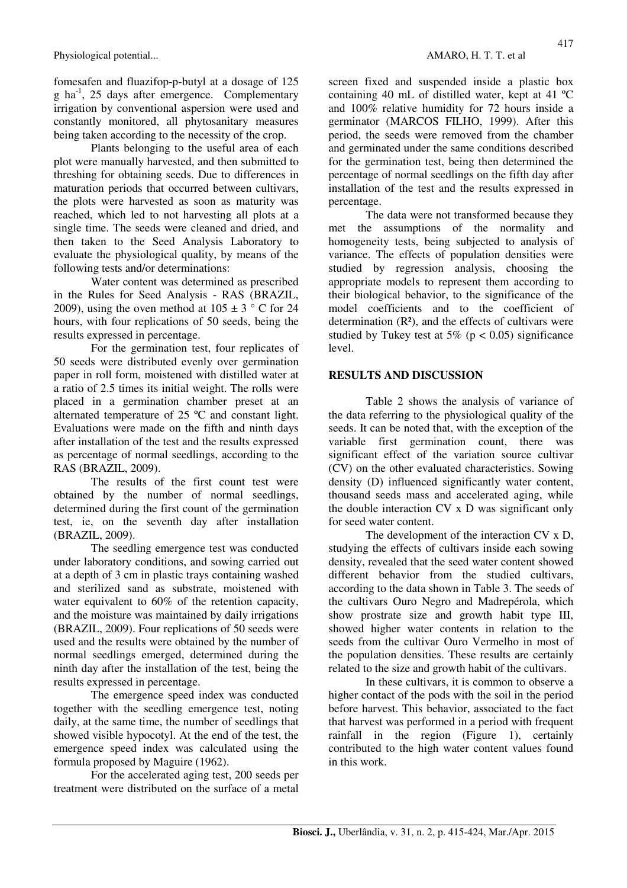fomesafen and fluazifop-p-butyl at a dosage of 125 g ha$^{-1}$, 25 days after emergence. Complementary irrigation by conventional aspersion were used and constantly monitored, all phytosanitary measures being taken according to the necessity of the crop.

Plants belonging to the useful area of each plot were manually harvested, and then submitted to threshing for obtaining seeds. Due to differences in maturation periods that occurred between cultivars, the plots were harvested as soon as maturity was reached, which led to not harvesting all plots at a single time. The seeds were cleaned and dried, and then taken to the Seed Analysis Laboratory to evaluate the physiological quality, by means of the following tests and/or determinations:

Water content was determined as prescribed in the Rules for Seed Analysis - RAS (BRAZIL, 2009), using the oven method at 105 ± 3 ° C for 24 hours, with four replications of 50 seeds, being the results expressed in percentage.

For the germination test, four replicates of 50 seeds were distributed evenly over germination paper in roll form, moistened with distilled water at a ratio of 2.5 times its initial weight. The rolls were placed in a germination chamber preset at an alternated temperature of 25 ºC and constant light. Evaluations were made on the fifth and ninth days after installation of the test and the results expressed as percentage of normal seedlings, according to the RAS (BRAZIL, 2009).

The results of the first count test were obtained by the number of normal seedlings, determined during the first count of the germination test, ie, on the seventh day after installation (BRAZIL, 2009).

The seedling emergence test was conducted under laboratory conditions, and sowing carried out at a depth of 3 cm in plastic trays containing washed and sterilized sand as substrate, moistened with water equivalent to 60% of the retention capacity, and the moisture was maintained by daily irrigations (BRAZIL, 2009). Four replications of 50 seeds were used and the results were obtained by the number of normal seedlings emerged, determined during the ninth day after the installation of the test, being the results expressed in percentage.

The emergence speed index was conducted together with the seedling emergence test, noting daily, at the same time, the number of seedlings that showed visible hypocotyl. At the end of the test, the emergence speed index was calculated using the formula proposed by Maguire (1962).

For the accelerated aging test, 200 seeds per treatment were distributed on the surface of a metal screen fixed and suspended inside a plastic box containing 40 mL of distilled water, kept at 41 ºC and 100% relative humidity for 72 hours inside a germinator (MARCOS FILHO, 1999). After this period, the seeds were removed from the chamber and germinated under the same conditions described for the germination test, being then determined the percentage of normal seedlings on the fifth day after installation of the test and the results expressed in percentage.

The data were not transformed because they met the assumptions of the normality and homogeneity tests, being subjected to analysis of variance. The effects of population densities were studied by regression analysis, choosing the appropriate models to represent them according to their biological behavior, to the significance of the model coefficients and to the coefficient of determination ($R^2$), and the effects of cultivars were studied by Tukey test at 5% ($p < 0.05$) significance level.

## RESULTS AND DISCUSSION

Table 2 shows the analysis of variance of the data referring to the physiological quality of the seeds. It can be noted that, with the exception of the variable first germination count, there was significant effect of the variation source cultivar (CV) on the other evaluated characteristics. Sowing density (D) influenced significantly water content, thousand seeds mass and accelerated aging, while the double interaction CV x D was significant only for seed water content.

The development of the interaction CV x D, studying the effects of cultivars inside each sowing density, revealed that the seed water content showed different behavior from the studied cultivars, according to the data shown in Table 3. The seeds of the cultivars Ouro Negro and Madrepérola, which show prostrate size and growth habit type III, showed higher water contents in relation to the seeds from the cultivar Ouro Vermelho in most of the population densities. These results are certainly related to the size and growth habit of the cultivars.

In these cultivars, it is common to observe a higher contact of the pods with the soil in the period before harvest. This behavior, associated to the fact that harvest was performed in a period with frequent rainfall in the region (Figure 1), certainly contributed to the high water content values found in this work.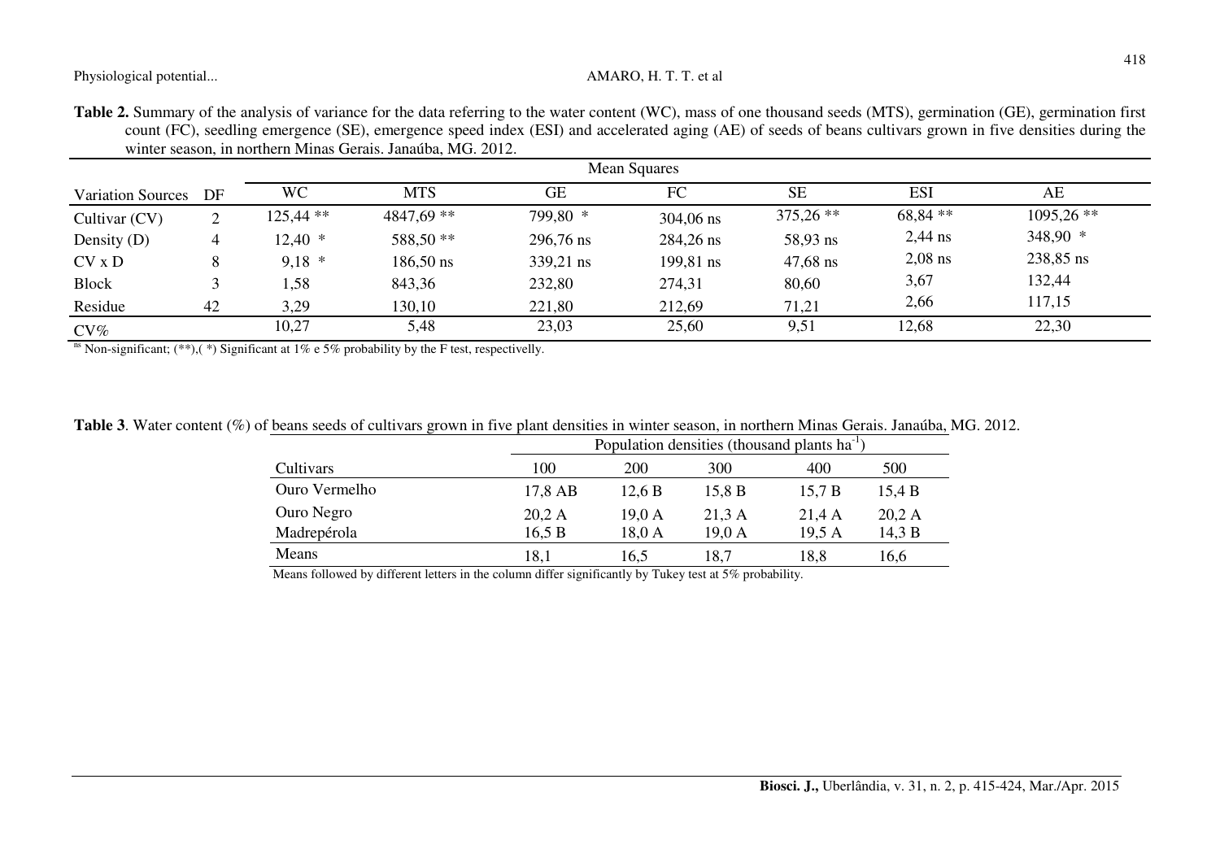**Table 2.** Summary of the analysis of variance for the data referring to the water content (WC), mass of one thousand seeds (MTS), germination (GE), germination first count (FC), seedling emergence (SE), emergence speed index (ESI) and accelerated aging (AE) of seeds of beans cultivars grown in five densities during the winter season, in northern Minas Gerais. Janaúba, MG. 2012.

| | | Mean Squares | | | | | | |
|---|---|---|---|---|---|---|---|---|
| Variation Sources | DF | WC | MTS | GE | FC | SE | ESI | AE |
| Cultivar (CV) | 2 | 125,44 ** | 4847,69 ** | 799,80 * | 304,06 ns | 375,26 ** | 68,84 ** | 1095,26 ** |
| Density (D) | 4 | 12,40 * | 588,50 ** | 296,76 ns | 284,26 ns | 58,93 ns | 2,44 ns | 348,90 * |
| CV x D | 8 | 9,18 * | 186,50 ns | 339,21 ns | 199,81 ns | 47,68 ns | 2,08 ns | 238,85 ns |
| Block | 3 | 1,58 | 843,36 | 232,80 | 274,31 | 80,60 | 3,67 | 132,44 |
| Residue | 42 | 3,29 | 130,10 | 221,80 | 212,69 | 71,21 | 2,66 | 117,15 |
| CV% | | 10,27 | 5,48 | 23,03 | 25,60 | 9,51 | 12,68 | 22,30 |

ns Non-significant; (**),( *) Significant at 1% e 5% probability by the F test, respectivelly.

**Table 3**. Water content (%) of beans seeds of cultivars grown in five plant densities in winter season, in northern Minas Gerais. Janaúba, MG. 2012.

| | Population densities (thousand plants $ha^{-1}$) | | | | |
|---|---|---|---|---|---|
| Cultivars | 100 | 200 | 300 | 400 | 500 |
| Ouro Vermelho | 17,8 AB | 12,6 B | 15,8 B | 15,7 B | 15,4 B |
| Ouro Negro | 20,2 A | 19,0 A | 21,3 A | 21,4 A | 20,2 A |
| Madrepérola | 16,5 B | 18,0 A | 19,0 A | 19,5 A | 14,3 B |
| Means | 18,1 | 16,5 | 18,7 | 18,8 | 16,6 |

Means followed by different letters in the column differ significantly by Tukey test at 5% probability.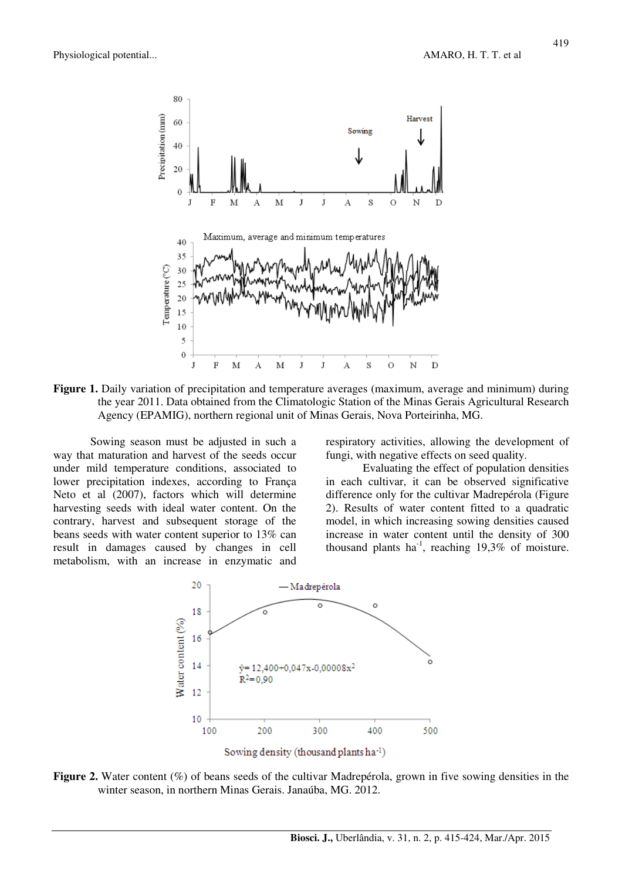**Figure 1.** Daily variation of precipitation and temperature averages (maximum, average and minimum) during the year 2011. Data obtained from the Climatologic Station of the Minas Gerais Agricultural Research Agency (EPAMIG), northern regional unit of Minas Gerais, Nova Porteirinha, MG.

Sowing season must be adjusted in such a way that maturation and harvest of the seeds occur under mild temperature conditions, associated to lower precipitation indexes, according to França Neto et al (2007), factors which will determine harvesting seeds with ideal water content. On the contrary, harvest and subsequent storage of the beans seeds with water content superior to 13% can result in damages caused by changes in cell metabolism, with an increase in enzymatic and respiratory activities, allowing the development of fungi, with negative effects on seed quality.

Evaluating the effect of population densities in each cultivar, it can be observed significative difference only for the cultivar Madrepérola (Figure 2). Results of water content fitted to a quadratic model, in which increasing sowing densities caused increase in water content until the density of 300 thousand plants ha$^{-1}$, reaching 19,3% of moisture.

**Figure 2.** Water content (%) of beans seeds of the cultivar Madrepérola, grown in five sowing densities in the winter season, in northern Minas Gerais. Janaúba, MG. 2012.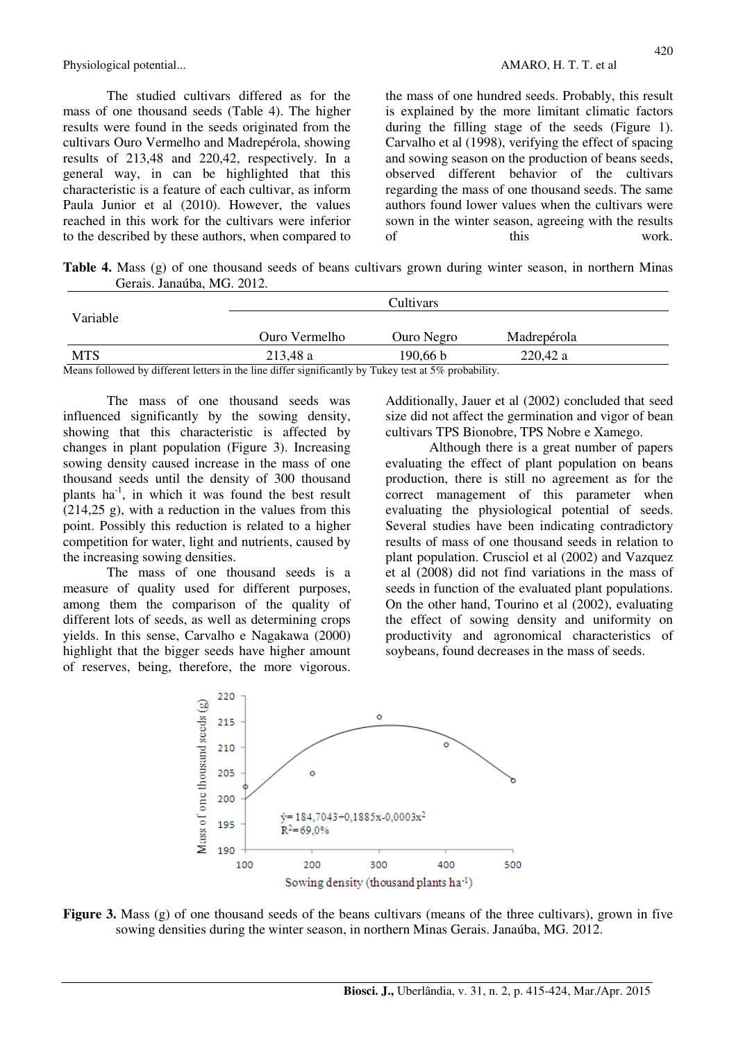The studied cultivars differed as for the mass of one thousand seeds (Table 4). The higher results were found in the seeds originated from the cultivars Ouro Vermelho and Madrepérola, showing results of 213,48 and 220,42, respectively. In a general way, in can be highlighted that this characteristic is a feature of each cultivar, as inform Paula Junior et al (2010). However, the values reached in this work for the cultivars were inferior to the described by these authors, when compared to the mass of one hundred seeds. Probably, this result is explained by the more limitant climatic factors during the filling stage of the seeds (Figure 1). Carvalho et al (1998), verifying the effect of spacing and sowing season on the production of beans seeds, observed different behavior of the cultivars regarding the mass of one thousand seeds. The same authors found lower values when the cultivars were sown in the winter season, agreeing with the results of this work.

**Table 4.** Mass (g) of one thousand seeds of beans cultivars grown during winter season, in northern Minas Gerais. Janaúba, MG. 2012.

| Variable | Cultivars | | |
|---|---|---|---|
| | Ouro Vermelho | Ouro Negro | Madrepérola |
| MTS | 213,48 a | 190,66 b | 220,42 a |

Means followed by different letters in the line differ significantly by Tukey test at 5% probability.

The mass of one thousand seeds was influenced significantly by the sowing density, showing that this characteristic is affected by changes in plant population (Figure 3). Increasing sowing density caused increase in the mass of one thousand seeds until the density of 300 thousand plants ha$^{-1}$, in which it was found the best result (214,25 g), with a reduction in the values from this point. Possibly this reduction is related to a higher competition for water, light and nutrients, caused by the increasing sowing densities.

The mass of one thousand seeds is a measure of quality used for different purposes, among them the comparison of the quality of different lots of seeds, as well as determining crops yields. In this sense, Carvalho e Nagakawa (2000) highlight that the bigger seeds have higher amount of reserves, being, therefore, the more vigorous. Additionally, Jauer et al (2002) concluded that seed size did not affect the germination and vigor of bean cultivars TPS Bionobre, TPS Nobre e Xamego.

Although there is a great number of papers evaluating the effect of plant population on beans production, there is still no agreement as for the correct management of this parameter when evaluating the physiological potential of seeds. Several studies have been indicating contradictory results of mass of one thousand seeds in relation to plant population. Crusciol et al (2002) and Vazquez et al (2008) did not find variations in the mass of seeds in function of the evaluated plant populations. On the other hand, Tourino et al (2002), evaluating the effect of sowing density and uniformity on productivity and agronomical characteristics of soybeans, found decreases in the mass of seeds.

$\hat{y} = 184{,}7043 + 0{,}1885x - 0{,}0003x^2$
$R^2 = 69{,}0\%$

**Figure 3.** Mass (g) of one thousand seeds of the beans cultivars (means of the three cultivars), grown in five sowing densities during the winter season, in northern Minas Gerais. Janaúba, MG. 2012.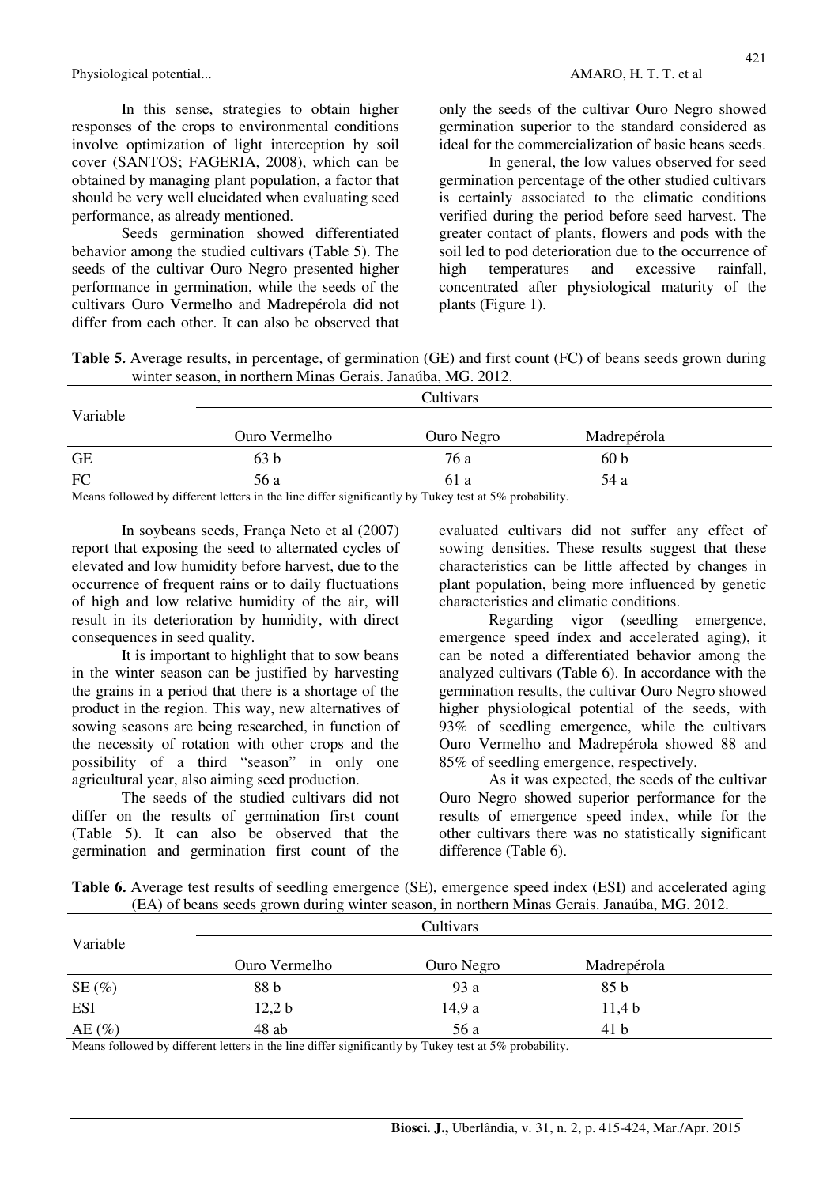In this sense, strategies to obtain higher responses of the crops to environmental conditions involve optimization of light interception by soil cover (SANTOS; FAGERIA, 2008), which can be obtained by managing plant population, a factor that should be very well elucidated when evaluating seed performance, as already mentioned.

Seeds germination showed differentiated behavior among the studied cultivars (Table 5). The seeds of the cultivar Ouro Negro presented higher performance in germination, while the seeds of the cultivars Ouro Vermelho and Madrepérola did not differ from each other. It can also be observed that only the seeds of the cultivar Ouro Negro showed germination superior to the standard considered as ideal for the commercialization of basic beans seeds.

In general, the low values observed for seed germination percentage of the other studied cultivars is certainly associated to the climatic conditions verified during the period before seed harvest. The greater contact of plants, flowers and pods with the soil led to pod deterioration due to the occurrence of high temperatures and excessive rainfall, concentrated after physiological maturity of the plants (Figure 1).

**Table 5.** Average results, in percentage, of germination (GE) and first count (FC) of beans seeds grown during winter season, in northern Minas Gerais. Janaúba, MG. 2012.

| Variable | Cultivars | | |
|---|---|---|---|
| | Ouro Vermelho | Ouro Negro | Madrepérola |
| GE | 63 b | 76 a | 60 b |
| FC | 56 a | 61 a | 54 a |

Means followed by different letters in the line differ significantly by Tukey test at 5% probability.

In soybeans seeds, França Neto et al (2007) report that exposing the seed to alternated cycles of elevated and low humidity before harvest, due to the occurrence of frequent rains or to daily fluctuations of high and low relative humidity of the air, will result in its deterioration by humidity, with direct consequences in seed quality.

It is important to highlight that to sow beans in the winter season can be justified by harvesting the grains in a period that there is a shortage of the product in the region. This way, new alternatives of sowing seasons are being researched, in function of the necessity of rotation with other crops and the possibility of a third "season" in only one agricultural year, also aiming seed production.

The seeds of the studied cultivars did not differ on the results of germination first count (Table 5). It can also be observed that the germination and germination first count of the evaluated cultivars did not suffer any effect of sowing densities. These results suggest that these characteristics can be little affected by changes in plant population, being more influenced by genetic characteristics and climatic conditions.

Regarding vigor (seedling emergence, emergence speed índex and accelerated aging), it can be noted a differentiated behavior among the analyzed cultivars (Table 6). In accordance with the germination results, the cultivar Ouro Negro showed higher physiological potential of the seeds, with 93% of seedling emergence, while the cultivars Ouro Vermelho and Madrepérola showed 88 and 85% of seedling emergence, respectively.

As it was expected, the seeds of the cultivar Ouro Negro showed superior performance for the results of emergence speed index, while for the other cultivars there was no statistically significant difference (Table 6).

**Table 6.** Average test results of seedling emergence (SE), emergence speed index (ESI) and accelerated aging (EA) of beans seeds grown during winter season, in northern Minas Gerais. Janaúba, MG. 2012.

| Variable | Cultivars | | |
|---|---|---|---|
| | Ouro Vermelho | Ouro Negro | Madrepérola |
| SE (%) | 88 b | 93 a | 85 b |
| ESI | 12,2 b | 14,9 a | 11,4 b |
| AE (%) | 48 ab | 56 a | 41 b |

Means followed by different letters in the line differ significantly by Tukey test at 5% probability.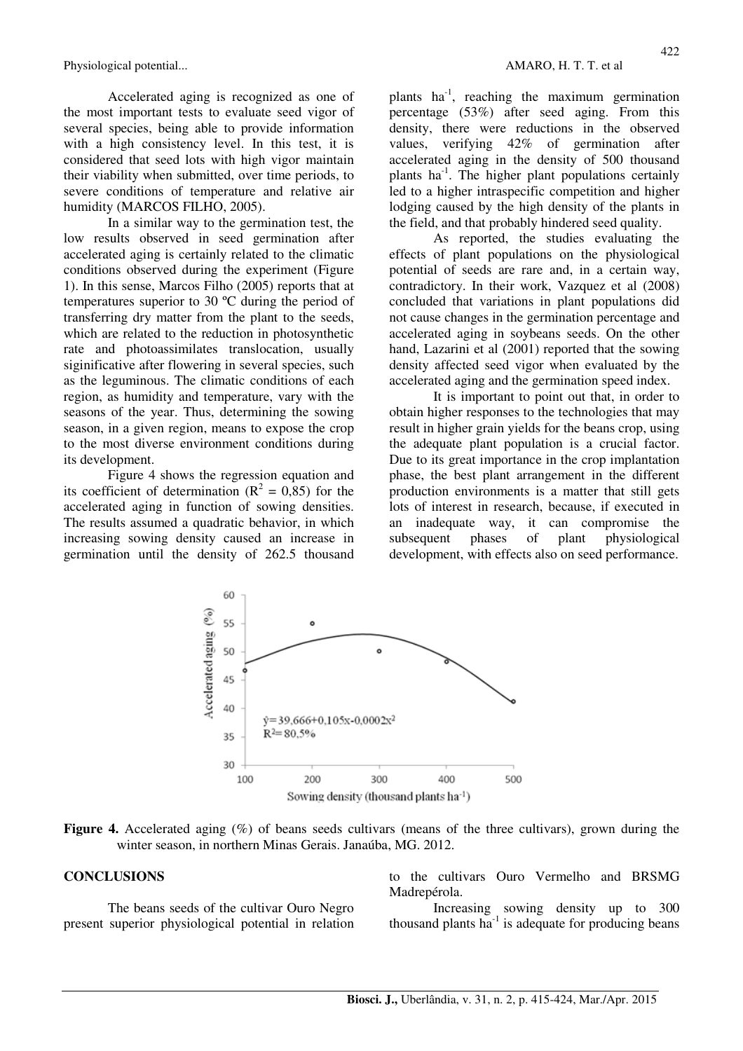Accelerated aging is recognized as one of the most important tests to evaluate seed vigor of several species, being able to provide information with a high consistency level. In this test, it is considered that seed lots with high vigor maintain their viability when submitted, over time periods, to severe conditions of temperature and relative air humidity (MARCOS FILHO, 2005).

In a similar way to the germination test, the low results observed in seed germination after accelerated aging is certainly related to the climatic conditions observed during the experiment (Figure 1). In this sense, Marcos Filho (2005) reports that at temperatures superior to 30 ºC during the period of transferring dry matter from the plant to the seeds, which are related to the reduction in photosynthetic rate and photoassimilates translocation, usually siginificative after flowering in several species, such as the leguminous. The climatic conditions of each region, as humidity and temperature, vary with the seasons of the year. Thus, determining the sowing season, in a given region, means to expose the crop to the most diverse environment conditions during its development.

Figure 4 shows the regression equation and its coefficient of determination ($R^2 = 0,85$) for the accelerated aging in function of sowing densities. The results assumed a quadratic behavior, in which increasing sowing density caused an increase in germination until the density of 262.5 thousand plants $ha^{-1}$, reaching the maximum germination percentage (53%) after seed aging. From this density, there were reductions in the observed values, verifying 42% of germination after accelerated aging in the density of 500 thousand plants $ha^{-1}$. The higher plant populations certainly led to a higher intraspecific competition and higher lodging caused by the high density of the plants in the field, and that probably hindered seed quality.

As reported, the studies evaluating the effects of plant populations on the physiological potential of seeds are rare and, in a certain way, contradictory. In their work, Vazquez et al (2008) concluded that variations in plant populations did not cause changes in the germination percentage and accelerated aging in soybeans seeds. On the other hand, Lazarini et al (2001) reported that the sowing density affected seed vigor when evaluated by the accelerated aging and the germination speed index.

It is important to point out that, in order to obtain higher responses to the technologies that may result in higher grain yields for the beans crop, using the adequate plant population is a crucial factor. Due to its great importance in the crop implantation phase, the best plant arrangement in the different production environments is a matter that still gets lots of interest in research, because, if executed in an inadequate way, it can compromise the subsequent phases of plant physiological development, with effects also on seed performance.

$\hat{y} = 39,666 + 0,105x - 0,0002x^2$
$R^2 = 80,5\%$

**Figure 4.** Accelerated aging (%) of beans seeds cultivars (means of the three cultivars), grown during the winter season, in northern Minas Gerais. Janaúba, MG. 2012.

## CONCLUSIONS

The beans seeds of the cultivar Ouro Negro present superior physiological potential in relation to the cultivars Ouro Vermelho and BRSMG Madrepérola.

Increasing sowing density up to 300 thousand plants $ha^{-1}$ is adequate for producing beans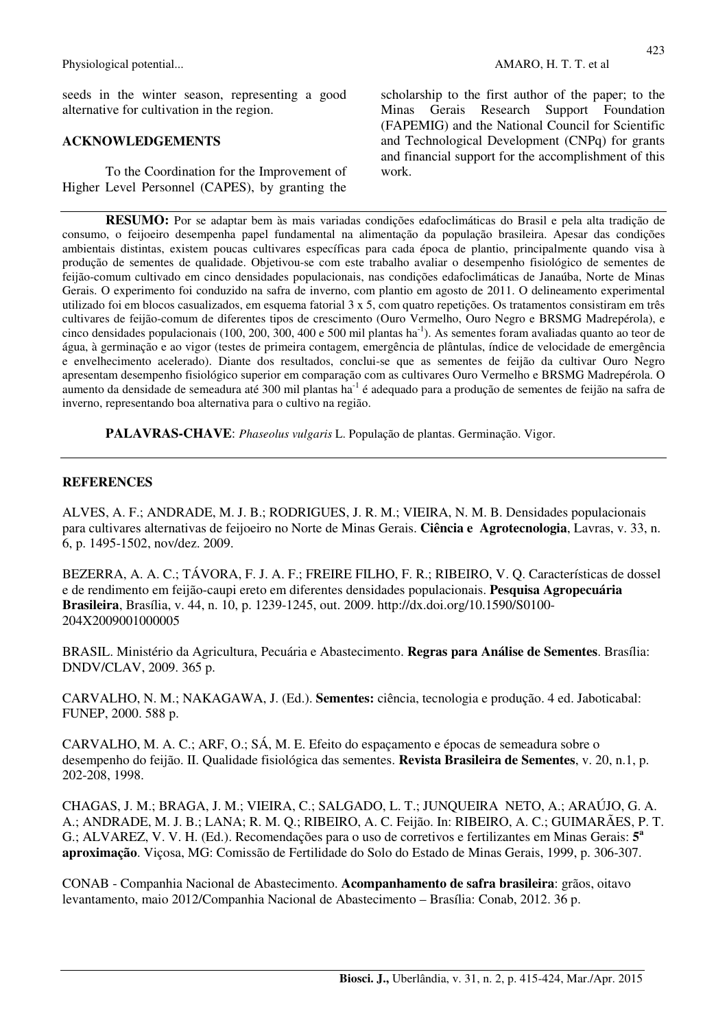seeds in the winter season, representing a good alternative for cultivation in the region.

## ACKNOWLEDGEMENTS

To the Coordination for the Improvement of Higher Level Personnel (CAPES), by granting the scholarship to the first author of the paper; to the Minas Gerais Research Support Foundation (FAPEMIG) and the National Council for Scientific and Technological Development (CNPq) for grants and financial support for the accomplishment of this work.

---

**RESUMO:** Por se adaptar bem às mais variadas condições edafoclimáticas do Brasil e pela alta tradição de consumo, o feijoeiro desempenha papel fundamental na alimentação da população brasileira. Apesar das condições ambientais distintas, existem poucas cultivares específicas para cada época de plantio, principalmente quando visa à produção de sementes de qualidade. Objetivou-se com este trabalho avaliar o desempenho fisiológico de sementes de feijão-comum cultivado em cinco densidades populacionais, nas condições edafoclimáticas de Janaúba, Norte de Minas Gerais. O experimento foi conduzido na safra de inverno, com plantio em agosto de 2011. O delineamento experimental utilizado foi em blocos casualizados, em esquema fatorial 3 x 5, com quatro repetições. Os tratamentos consistiram em três cultivares de feijão-comum de diferentes tipos de crescimento (Ouro Vermelho, Ouro Negro e BRSMG Madrepérola), e cinco densidades populacionais (100, 200, 300, 400 e 500 mil plantas $ha^{-1}$). As sementes foram avaliadas quanto ao teor de água, à germinação e ao vigor (testes de primeira contagem, emergência de plântulas, índice de velocidade de emergência e envelhecimento acelerado). Diante dos resultados, conclui-se que as sementes de feijão da cultivar Ouro Negro apresentam desempenho fisiológico superior em comparação com as cultivares Ouro Vermelho e BRSMG Madrepérola. O aumento da densidade de semeadura até 300 mil plantas $ha^{-1}$ é adequado para a produção de sementes de feijão na safra de inverno, representando boa alternativa para o cultivo na região.

**PALAVRAS-CHAVE**: *Phaseolus vulgaris* L. População de plantas. Germinação. Vigor.

---

## REFERENCES

ALVES, A. F.; ANDRADE, M. J. B.; RODRIGUES, J. R. M.; VIEIRA, N. M. B. Densidades populacionais para cultivares alternativas de feijoeiro no Norte de Minas Gerais. **Ciência e Agrotecnologia**, Lavras, v. 33, n. 6, p. 1495-1502, nov/dez. 2009.

BEZERRA, A. A. C.; TÁVORA, F. J. A. F.; FREIRE FILHO, F. R.; RIBEIRO, V. Q. Características de dossel e de rendimento em feijão-caupi ereto em diferentes densidades populacionais. **Pesquisa Agropecuária Brasileira**, Brasília, v. 44, n. 10, p. 1239-1245, out. 2009. http://dx.doi.org/10.1590/S0100-204X2009001000005

BRASIL. Ministério da Agricultura, Pecuária e Abastecimento. **Regras para Análise de Sementes**. Brasília: DNDV/CLAV, 2009. 365 p.

CARVALHO, N. M.; NAKAGAWA, J. (Ed.). **Sementes:** ciência, tecnologia e produção. 4 ed. Jaboticabal: FUNEP, 2000. 588 p.

CARVALHO, M. A. C.; ARF, O.; SÁ, M. E. Efeito do espaçamento e épocas de semeadura sobre o desempenho do feijão. II. Qualidade fisiológica das sementes. **Revista Brasileira de Sementes**, v. 20, n.1, p. 202-208, 1998.

CHAGAS, J. M.; BRAGA, J. M.; VIEIRA, C.; SALGADO, L. T.; JUNQUEIRA NETO, A.; ARAÚJO, G. A. A.; ANDRADE, M. J. B.; LANA; R. M. Q.; RIBEIRO, A. C. Feijão. In: RIBEIRO, A. C.; GUIMARÃES, P. T. G.; ALVAREZ, V. V. H. (Ed.). Recomendações para o uso de corretivos e fertilizantes em Minas Gerais: **5ª aproximação**. Viçosa, MG: Comissão de Fertilidade do Solo do Estado de Minas Gerais, 1999, p. 306-307.

CONAB - Companhia Nacional de Abastecimento. **Acompanhamento de safra brasileira**: grãos, oitavo levantamento, maio 2012/Companhia Nacional de Abastecimento – Brasília: Conab, 2012. 36 p.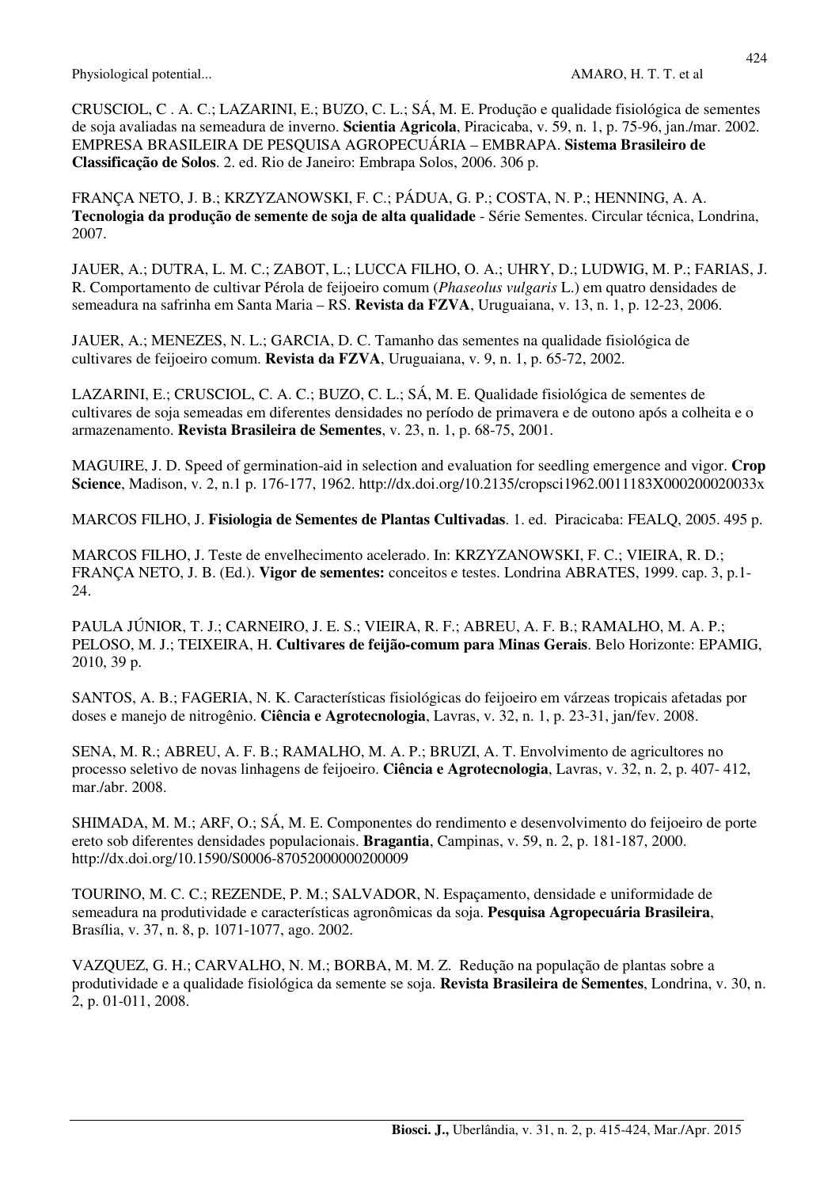CRUSCIOL, C . A. C.; LAZARINI, E.; BUZO, C. L.; SÁ, M. E. Produção e qualidade fisiológica de sementes de soja avaliadas na semeadura de inverno. **Scientia Agricola**, Piracicaba, v. 59, n. 1, p. 75-96, jan./mar. 2002.
EMPRESA BRASILEIRA DE PESQUISA AGROPECUÁRIA – EMBRAPA. **Sistema Brasileiro de Classificação de Solos**. 2. ed. Rio de Janeiro: Embrapa Solos, 2006. 306 p.

FRANÇA NETO, J. B.; KRZYZANOWSKI, F. C.; PÁDUA, G. P.; COSTA, N. P.; HENNING, A. A. **Tecnologia da produção de semente de soja de alta qualidade** - Série Sementes. Circular técnica, Londrina, 2007.

JAUER, A.; DUTRA, L. M. C.; ZABOT, L.; LUCCA FILHO, O. A.; UHRY, D.; LUDWIG, M. P.; FARIAS, J. R. Comportamento de cultivar Pérola de feijoeiro comum (*Phaseolus vulgaris* L.) em quatro densidades de semeadura na safrinha em Santa Maria – RS. **Revista da FZVA**, Uruguaiana, v. 13, n. 1, p. 12-23, 2006.

JAUER, A.; MENEZES, N. L.; GARCIA, D. C. Tamanho das sementes na qualidade fisiológica de cultivares de feijoeiro comum. **Revista da FZVA**, Uruguaiana, v. 9, n. 1, p. 65-72, 2002.

LAZARINI, E.; CRUSCIOL, C. A. C.; BUZO, C. L.; SÁ, M. E. Qualidade fisiológica de sementes de cultivares de soja semeadas em diferentes densidades no período de primavera e de outono após a colheita e o armazenamento. **Revista Brasileira de Sementes**, v. 23, n. 1, p. 68-75, 2001.

MAGUIRE, J. D. Speed of germination-aid in selection and evaluation for seedling emergence and vigor. **Crop Science**, Madison, v. 2, n.1 p. 176-177, 1962. http://dx.doi.org/10.2135/cropsci1962.0011183X000200020033x

MARCOS FILHO, J. **Fisiologia de Sementes de Plantas Cultivadas**. 1. ed. Piracicaba: FEALQ, 2005. 495 p.

MARCOS FILHO, J. Teste de envelhecimento acelerado. In: KRZYZANOWSKI, F. C.; VIEIRA, R. D.; FRANÇA NETO, J. B. (Ed.). **Vigor de sementes:** conceitos e testes. Londrina ABRATES, 1999. cap. 3, p.1-24.

PAULA JÚNIOR, T. J.; CARNEIRO, J. E. S.; VIEIRA, R. F.; ABREU, A. F. B.; RAMALHO, M. A. P.; PELOSO, M. J.; TEIXEIRA, H. **Cultivares de feijão-comum para Minas Gerais**. Belo Horizonte: EPAMIG, 2010, 39 p.

SANTOS, A. B.; FAGERIA, N. K. Características fisiológicas do feijoeiro em várzeas tropicais afetadas por doses e manejo de nitrogênio. **Ciência e Agrotecnologia**, Lavras, v. 32, n. 1, p. 23-31, jan/fev. 2008.

SENA, M. R.; ABREU, A. F. B.; RAMALHO, M. A. P.; BRUZI, A. T. Envolvimento de agricultores no processo seletivo de novas linhagens de feijoeiro. **Ciência e Agrotecnologia**, Lavras, v. 32, n. 2, p. 407- 412, mar./abr. 2008.

SHIMADA, M. M.; ARF, O.; SÁ, M. E. Componentes do rendimento e desenvolvimento do feijoeiro de porte ereto sob diferentes densidades populacionais. **Bragantia**, Campinas, v. 59, n. 2, p. 181-187, 2000. http://dx.doi.org/10.1590/S0006-87052000000200009

TOURINO, M. C. C.; REZENDE, P. M.; SALVADOR, N. Espaçamento, densidade e uniformidade de semeadura na produtividade e características agronômicas da soja. **Pesquisa Agropecuária Brasileira**, Brasília, v. 37, n. 8, p. 1071-1077, ago. 2002.

VAZQUEZ, G. H.; CARVALHO, N. M.; BORBA, M. M. Z. Redução na população de plantas sobre a produtividade e a qualidade fisiológica da semente se soja. **Revista Brasileira de Sementes**, Londrina, v. 30, n. 2, p. 01-011, 2008.